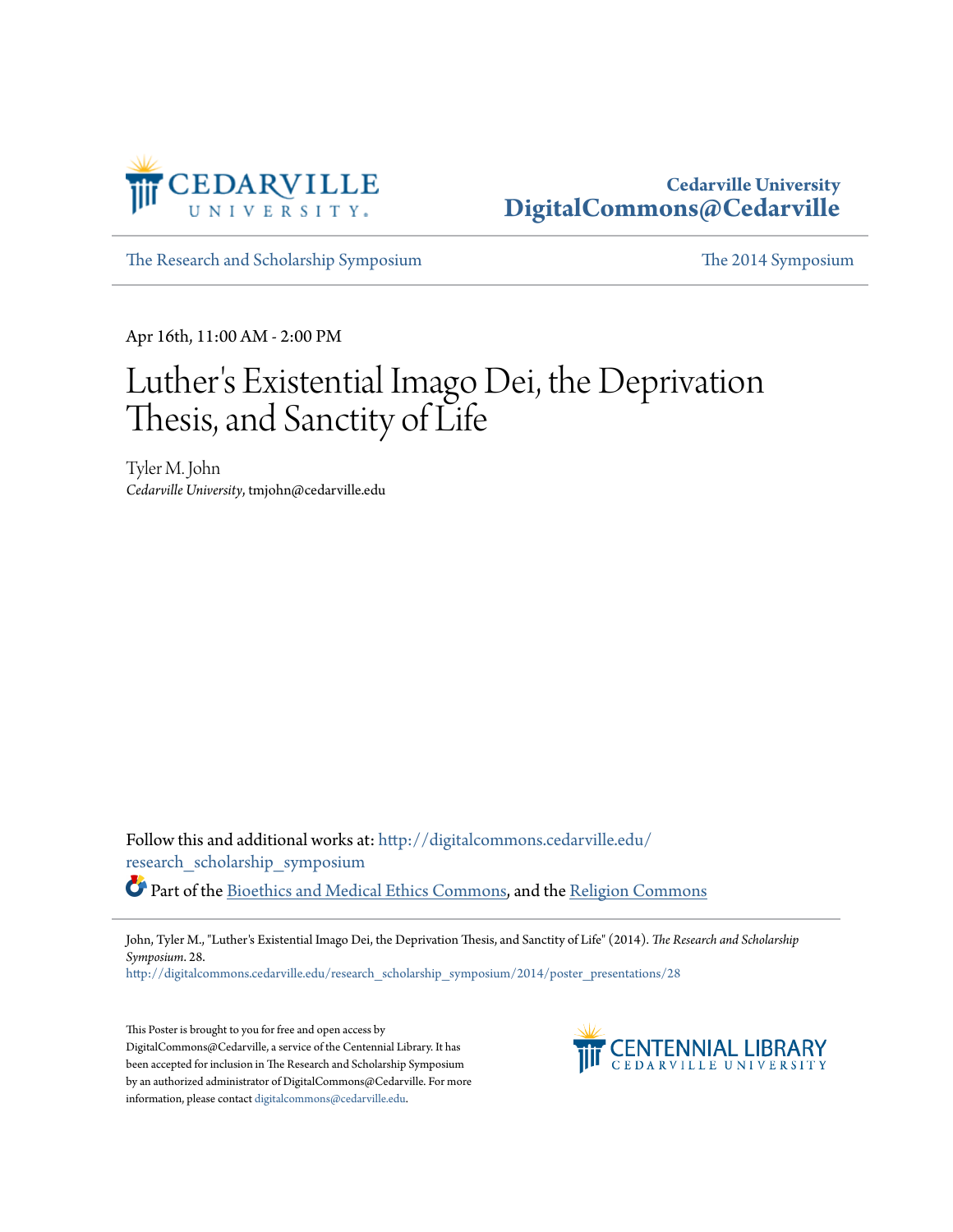Cedarville University
DigitalCommons@Cedarville

The Research and Scholarship Symposium | The 2014 Symposium

Apr 16th, 11:00 AM - 2:00 PM

# Luther's Existential Imago Dei, the Deprivation Thesis, and Sanctity of Life

Tyler M. John
*Cedarville University*, tmjohn@cedarville.edu

Follow this and additional works at: http://digitalcommons.cedarville.edu/research_scholarship_symposium

Part of the Bioethics and Medical Ethics Commons, and the Religion Commons

John, Tyler M., "Luther's Existential Imago Dei, the Deprivation Thesis, and Sanctity of Life" (2014). *The Research and Scholarship Symposium*. 28.
http://digitalcommons.cedarville.edu/research_scholarship_symposium/2014/poster_presentations/28

This Poster is brought to you for free and open access by DigitalCommons@Cedarville, a service of the Centennial Library. It has been accepted for inclusion in The Research and Scholarship Symposium by an authorized administrator of DigitalCommons@Cedarville. For more information, please contact digitalcommons@cedarville.edu.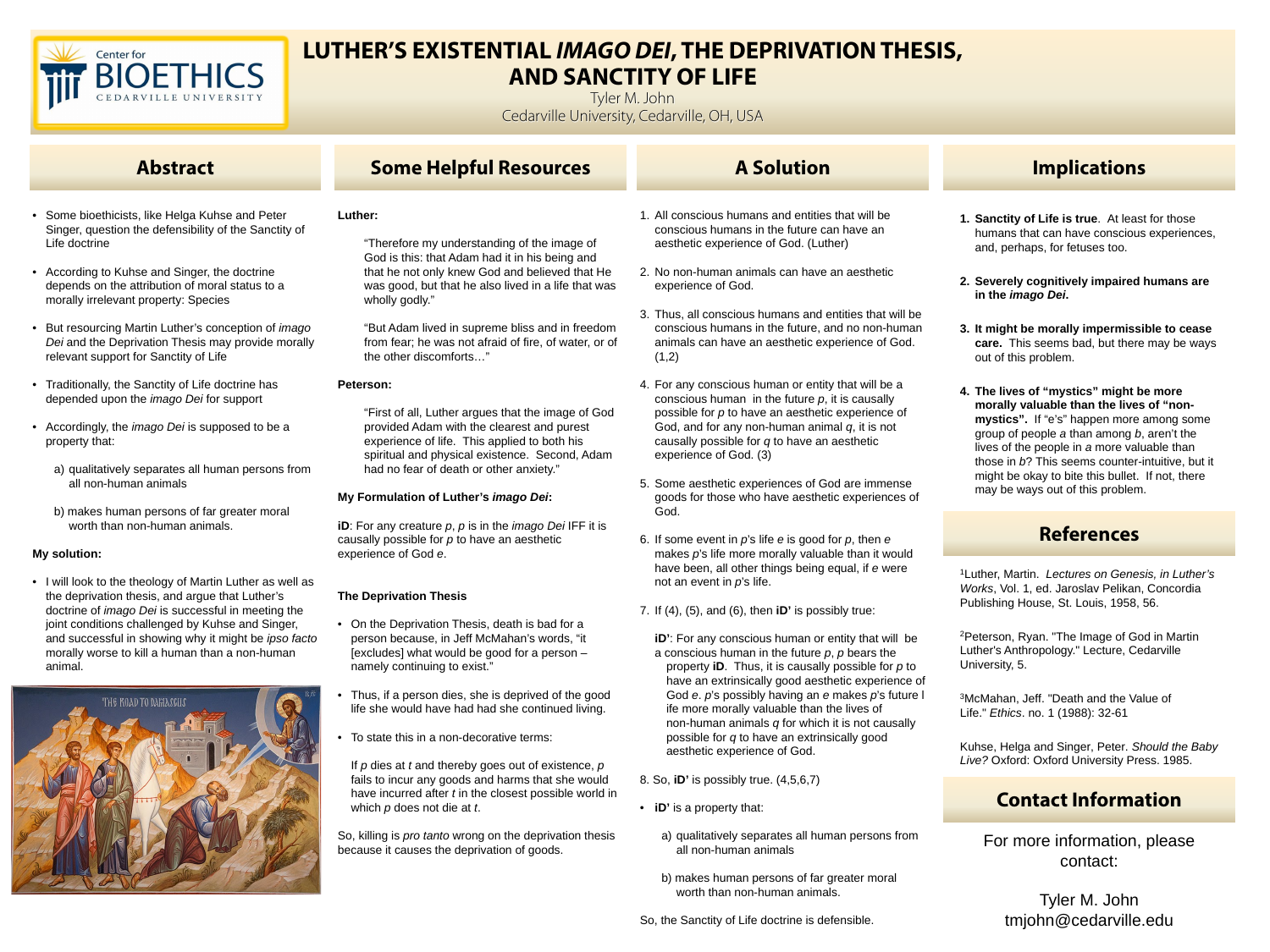# LUTHER'S EXISTENTIAL *IMAGO DEI*, THE DEPRIVATION THESIS, AND SANCTITY OF LIFE

Tyler M. John

Cedarville University, Cedarville, OH, USA

## Abstract

- Some bioethicists, like Helga Kuhse and Peter Singer, question the defensibility of the Sanctity of Life doctrine
- According to Kuhse and Singer, the doctrine depends on the attribution of moral status to a morally irrelevant property: Species
- But resourcing Martin Luther's conception of *imago Dei* and the Deprivation Thesis may provide morally relevant support for Sanctity of Life
- Traditionally, the Sanctity of Life doctrine has depended upon the *imago Dei* for support
- Accordingly, the *imago Dei* is supposed to be a property that:

  a) qualitatively separates all human persons from all non-human animals

  b) makes human persons of far greater moral worth than non-human animals.

**My solution:**

- I will look to the theology of Martin Luther as well as the deprivation thesis, and argue that Luther's doctrine of *imago Dei* is successful in meeting the joint conditions challenged by Kuhse and Singer, and successful in showing why it might be *ipso facto* morally worse to kill a human than a non-human animal.

## Some Helpful Resources

**Luther:**

"Therefore my understanding of the image of God is this: that Adam had it in his being and that he not only knew God and believed that He was good, but that he also lived in a life that was wholly godly."

"But Adam lived in supreme bliss and in freedom from fear; he was not afraid of fire, of water, or of the other discomforts…"

**Peterson:**

"First of all, Luther argues that the image of God provided Adam with the clearest and purest experience of life. This applied to both his spiritual and physical existence. Second, Adam had no fear of death or other anxiety."

**My Formulation of Luther's *imago Dei*:**

**iD**: For any creature *p*, *p* is in the *imago Dei* IFF it is causally possible for *p* to have an aesthetic experience of God *e*.

**The Deprivation Thesis**

- On the Deprivation Thesis, death is bad for a person because, in Jeff McMahan's words, "it [excludes] what would be good for a person – namely continuing to exist."
- Thus, if a person dies, she is deprived of the good life she would have had she continued living.
- To state this in a non-decorative terms:

  If *p* dies at *t* and thereby goes out of existence, *p* fails to incur any goods and harms that she would have incurred after *t* in the closest possible world in which *p* does not die at *t*.

So, killing is *pro tanto* wrong on the deprivation thesis because it causes the deprivation of goods.

## A Solution

1. All conscious humans and entities that will be conscious humans in the future can have an aesthetic experience of God. (Luther)
2. No non-human animals can have an aesthetic experience of God.
3. Thus, all conscious humans and entities that will be conscious humans in the future, and no non-human animals can have an aesthetic experience of God. (1,2)
4. For any conscious human or entity that will be a conscious human in the future *p*, it is causally possible for *p* to have an aesthetic experience of God, and for any non-human animal *q*, it is not causally possible for *q* to have an aesthetic experience of God. (3)
5. Some aesthetic experiences of God are immense goods for those who have aesthetic experiences of God.
6. If some event in *p*'s life *e* is good for *p*, then *e* makes *p*'s life more morally valuable than it would have been, all other things being equal, if *e* were not an event in *p*'s life.
7. If (4), (5), and (6), then **iD'** is possibly true:

   **iD'**: For any conscious human or entity that will be a conscious human in the future *p*, *p* bears the property **iD**. Thus, it is causally possible for *p* to have an extrinsically good aesthetic experience of God *e*. *p*'s possibly having an *e* makes *p*'s future l ife more morally valuable than the lives of non-human animals *q* for which it is not causally possible for *q* to have an extrinsically good aesthetic experience of God.

8. So, **iD'** is possibly true. (4,5,6,7)

- **iD'** is a property that:

  a) qualitatively separates all human persons from all non-human animals

  b) makes human persons of far greater moral worth than non-human animals.

So, the Sanctity of Life doctrine is defensible.

## Implications

1. **Sanctity of Life is true**. At least for those humans that can have conscious experiences, and, perhaps, for fetuses too.
2. **Severely cognitively impaired humans are in the *imago Dei*.**
3. **It might be morally impermissible to cease care.** This seems bad, but there may be ways out of this problem.
4. **The lives of "mystics" might be more morally valuable than the lives of "non-mystics".** If "e's" happen more among some group of people *a* than among *b*, aren't the lives of the people in *a* more valuable than those in *b*? This seems counter-intuitive, but it might be okay to bite this bullet. If not, there may be ways out of this problem.

## References

[1]Luther, Martin. *Lectures on Genesis, in Luther's Works*, Vol. 1, ed. Jaroslav Pelikan, Concordia Publishing House, St. Louis, 1958, 56.

[2]Peterson, Ryan. "The Image of God in Martin Luther's Anthropology." Lecture, Cedarville University, 5.

[3]McMahan, Jeff. "Death and the Value of Life." *Ethics*. no. 1 (1988): 32-61

Kuhse, Helga and Singer, Peter. *Should the Baby Live?* Oxford: Oxford University Press. 1985.

## Contact Information

For more information, please contact:

Tyler M. John
tmjohn@cedarville.edu